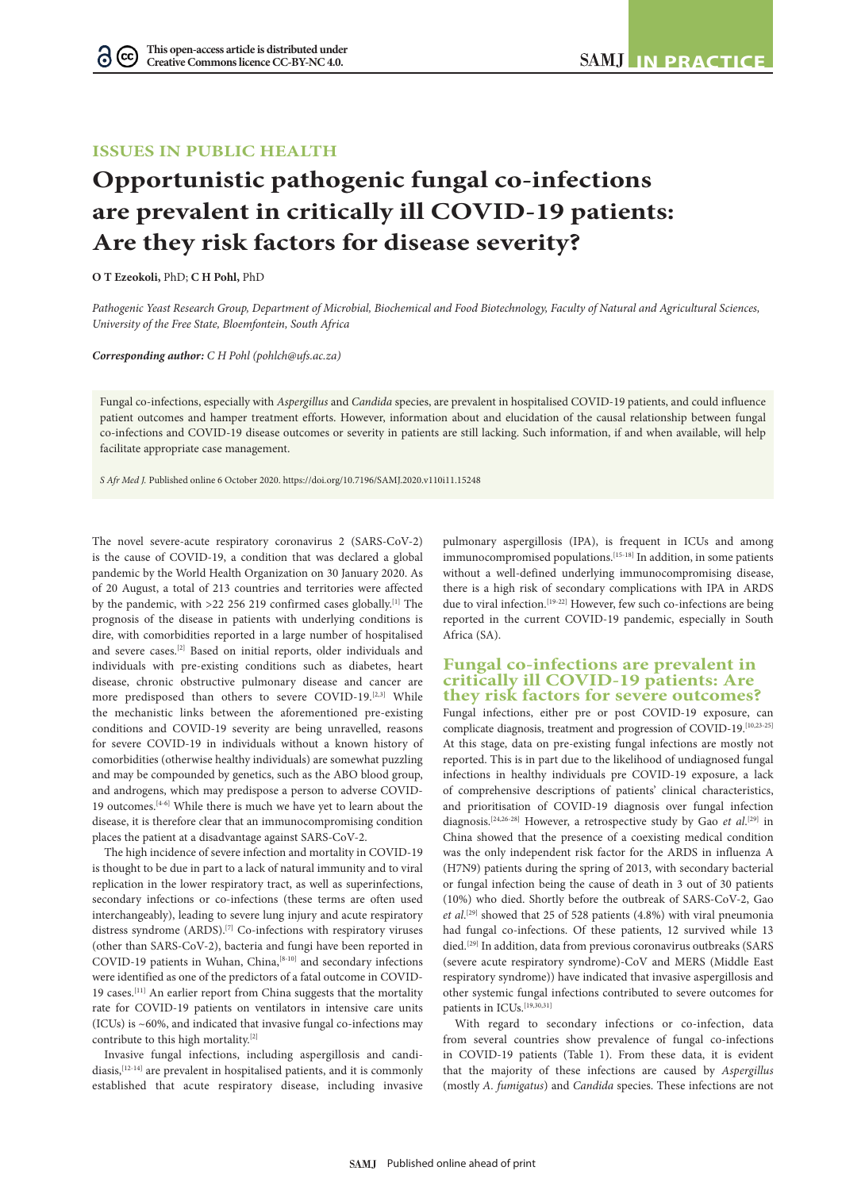ISSUES IN PUBLIC HEALTH

# Opportunistic pathogenic fungal co-infections are prevalent in critically ill COVID-19 patients: Are they risk factors for disease severity?

**O T Ezeokoli,** PhD; **C H Pohl,** PhD

*Pathogenic Yeast Research Group, Department of Microbial, Biochemical and Food Biotechnology, Faculty of Natural and Agricultural Sciences, University of the Free State, Bloemfontein, South Africa*

***Corresponding author:** C H Pohl (pohlch@ufs.ac.za)*

Fungal co-infections, especially with *Aspergillus* and *Candida* species, are prevalent in hospitalised COVID-19 patients, and could influence patient outcomes and hamper treatment efforts. However, information about and elucidation of the causal relationship between fungal co-infections and COVID-19 disease outcomes or severity in patients are still lacking. Such information, if and when available, will help facilitate appropriate case management.

*S Afr Med J.* Published online 6 October 2020. https://doi.org/10.7196/SAMJ.2020.v110i11.15248

The novel severe-acute respiratory coronavirus 2 (SARS-CoV-2) is the cause of COVID-19, a condition that was declared a global pandemic by the World Health Organization on 30 January 2020. As of 20 August, a total of 213 countries and territories were affected by the pandemic, with >22 256 219 confirmed cases globally.[1] The prognosis of the disease in patients with underlying conditions is dire, with comorbidities reported in a large number of hospitalised and severe cases.[2] Based on initial reports, older individuals and individuals with pre-existing conditions such as diabetes, heart disease, chronic obstructive pulmonary disease and cancer are more predisposed than others to severe COVID-19.[2,3] While the mechanistic links between the aforementioned pre-existing conditions and COVID-19 severity are being unravelled, reasons for severe COVID-19 in individuals without a known history of comorbidities (otherwise healthy individuals) are somewhat puzzling and may be compounded by genetics, such as the ABO blood group, and androgens, which may predispose a person to adverse COVID-19 outcomes.[4-6] While there is much we have yet to learn about the disease, it is therefore clear that an immunocompromising condition places the patient at a disadvantage against SARS-CoV-2.

The high incidence of severe infection and mortality in COVID-19 is thought to be due in part to a lack of natural immunity and to viral replication in the lower respiratory tract, as well as superinfections, secondary infections or co-infections (these terms are often used interchangeably), leading to severe lung injury and acute respiratory distress syndrome (ARDS).[7] Co-infections with respiratory viruses (other than SARS-CoV-2), bacteria and fungi have been reported in COVID-19 patients in Wuhan, China,[8-10] and secondary infections were identified as one of the predictors of a fatal outcome in COVID-19 cases.[11] An earlier report from China suggests that the mortality rate for COVID-19 patients on ventilators in intensive care units (ICUs) is ~60%, and indicated that invasive fungal co-infections may contribute to this high mortality.[2]

Invasive fungal infections, including aspergillosis and candidiasis,[12-14] are prevalent in hospitalised patients, and it is commonly established that acute respiratory disease, including invasive pulmonary aspergillosis (IPA), is frequent in ICUs and among immunocompromised populations.[15-18] In addition, in some patients without a well-defined underlying immunocompromising disease, there is a high risk of secondary complications with IPA in ARDS due to viral infection.[19-22] However, few such co-infections are being reported in the current COVID-19 pandemic, especially in South Africa (SA).

## Fungal co-infections are prevalent in critically ill COVID-19 patients: Are they risk factors for severe outcomes?

Fungal infections, either pre or post COVID-19 exposure, can complicate diagnosis, treatment and progression of COVID-19.[10,23-25] At this stage, data on pre-existing fungal infections are mostly not reported. This is in part due to the likelihood of undiagnosed fungal infections in healthy individuals pre COVID-19 exposure, a lack of comprehensive descriptions of patients' clinical characteristics, and prioritisation of COVID-19 diagnosis over fungal infection diagnosis.[24,26-28] However, a retrospective study by Gao *et al*.[29] in China showed that the presence of a coexisting medical condition was the only independent risk factor for the ARDS in influenza A (H7N9) patients during the spring of 2013, with secondary bacterial or fungal infection being the cause of death in 3 out of 30 patients (10%) who died. Shortly before the outbreak of SARS-CoV-2, Gao *et al*.[29] showed that 25 of 528 patients (4.8%) with viral pneumonia had fungal co-infections. Of these patients, 12 survived while 13 died.[29] In addition, data from previous coronavirus outbreaks (SARS (severe acute respiratory syndrome)-CoV and MERS (Middle East respiratory syndrome)) have indicated that invasive aspergillosis and other systemic fungal infections contributed to severe outcomes for patients in ICUs.[19,30,31]

With regard to secondary infections or co-infection, data from several countries show prevalence of fungal co-infections in COVID-19 patients (Table 1). From these data, it is evident that the majority of these infections are caused by *Aspergillus* (mostly *A. fumigatus*) and *Candida* species. These infections are not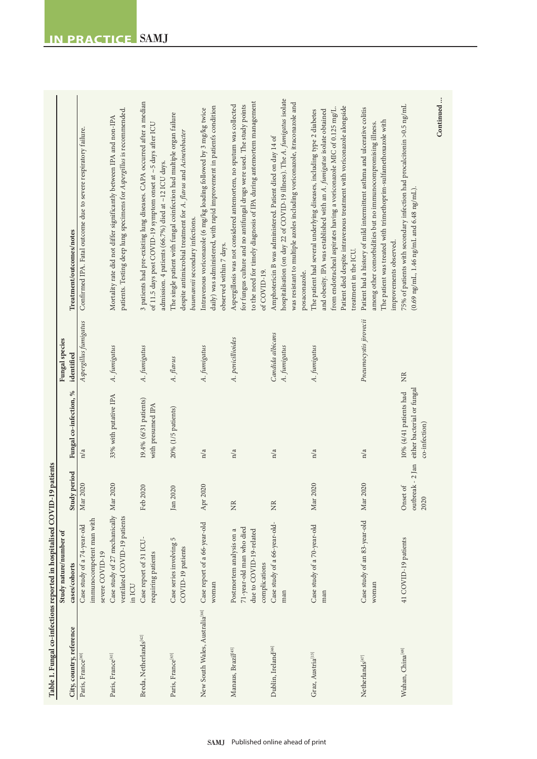**Table 1. Fungal co-infections reported in hospitalised COVID-19 patients**

| City, country, reference | Study nature/number of cases/cohorts | Study period | Fungal co-infection, % | Fungal species identified | Treatment/outcomes/notes |
|---|---|---|---|---|---|
| Paris, France[40] | Case study of a 74-year-old immunocompetent man with severe COVID-19 | Mar 2020 | n/a | *Aspergillus fumigatus* | Confirmed IPA. Fatal outcome due to severe respiratory failure. |
| Paris, France[41] | Case study of 27 mechanically ventilated COVID-19 patients in ICU | Mar 2020 | 33% with putative IPA | *A. fumigatus* | Mortality rate did not differ significantly between IPA and non-IPA patients. Testing deep lung specimens for *Aspergillus* is recommended. |
| Breda, Netherlands[42] | Case report of 31 ICU-requiring patients | Feb 2020 | 19.4% (6/31 patients) with presumed IPA | *A. fumigatus* | 3 patients had pre-existing lung diseases. CAPA occurred after a median of 11.5 days post COVID-19 symptom onset at ~5 days after ICU admission. 4 patients (66.7%) died at ~12 ICU days. |
| Paris, France[43] | Case series involving 5 COVID-19 patients | Jan 2020 | 20% (1/5 patients) | *A. flavus* | The single patient with fungal coinfection had multiple organ failure despite antimicrobial treatment for *A. flavus* and *Acinetobacter baumannii* secondary infections. |
| New South Wales, Australia[44] | Case report of a 66-year-old woman | Apr 2020 | n/a | *A. fumigatus* | Intravenous voriconazole (6 mg/kg loading followed by 3 mg/kg twice daily) was administered, with rapid improvement in patient's condition observed within 7 days. |
| Manaus, Brazil[45] | Postmortem analysis on a 71-year-old man who died due to COVID-19-related complications | NR | n/a | *A. penicillioides* | Aspergillosis was not considered antemortem, no sputum was collected for fungus culture and no antifungal drugs were used. The study points to the need for timely diagnosis of IPA during antemortem management of COVID-19. |
| Dublin, Ireland[46] | Case study of a 66-year-old-man | NR | n/a | *Candida albicans* *A. fumigatus* | Amphotericin B was administered. Patient died on day 14 of hospitalisation (on day 22 of COVID-19 illness). The *A. fumigatus* isolate was resistant to multiple azoles including voriconazole, itraconazole and posaconazole. |
| Graz, Austria[33] | Case study of a 70-year-old man | Mar 2020 | n/a | *A. fumigatus* | The patient had several underlying diseases, including type 2 diabetes and obesity. IPA was established with an *A. fumigatus* isolate obtained from endotracheal aspirates having a voriconazole MIC of 0.125 mg/L. Patient died despite intravenous treatment with voriconazole alongside treatment in the ICU. |
| Netherlands[47] | Case study of an 83-year-old woman | Mar 2020 | n/a | *Pneumocystis jirovecii* | Patient had a history of mild intermittent asthma and ulcerative colitis among other comorbidities but no immunocompromising illness. The patient was treated with trimethoprim-sulfamethoxazole with improvements observed. |
| Wuhan, China[48] | 41 COVID-19 patients | Onset of outbreak - 2 Jan 2020 | 10% (4/41 patients had either bacterial or fungal co-infection) | NR | 75% of patients with secondary infection had procalcitonin >0.5 ng/mL (0.69 ng/mL, 1.46 ng/mL and 6.48 ng/mL). |

Continued ...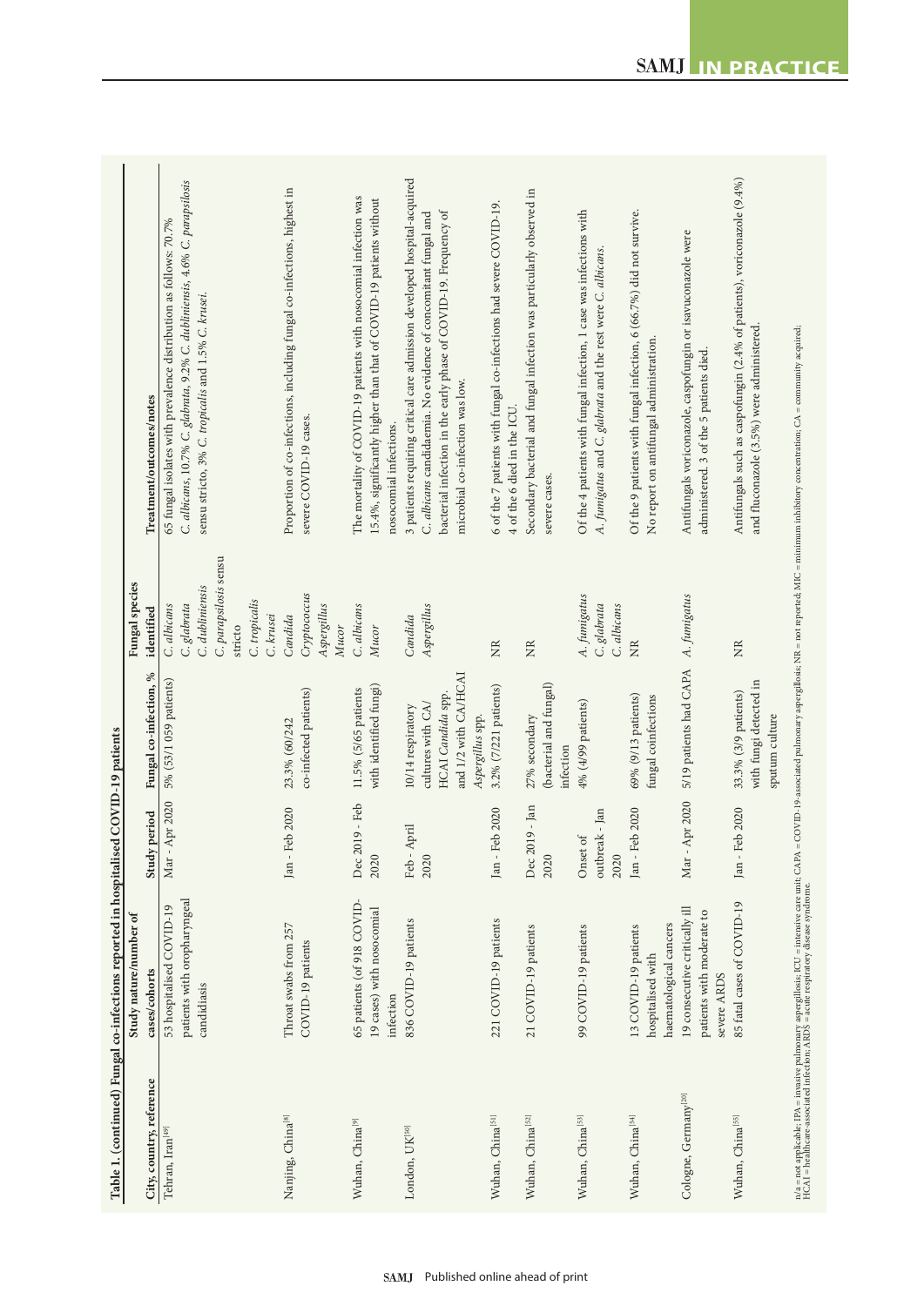**Table 1. (continued) Fungal co-infections reported in hospitalised COVID-19 patients**

| City, country, reference | Study nature/number of cases/cohorts | Study period | Fungal co-infection, % | Fungal species identified | Treatment/outcomes/notes |
|---|---|---|---|---|---|
| Tehran, Iran[49] | 53 hospitalised COVID-19 patients with oropharyngeal candidiasis | Mar - Apr 2020 | 5% (53/1 059 patients) | *C. albicans* *C. glabrata* *C. dubliniensis* *C. parapsilosis* sensu stricto *C. tropicalis* *C. krusei* | 65 fungal isolates with prevalence distribution as follows: 70.7% *C. albicans*, 10.7% *C. glabrata*, 9.2% *C. dubliniensis*, 4.6% *C. parapsilosis* sensu stricto, 3% *C. tropicalis* and 1.5% *C. krusei*. |
| Nanjing, China[8] | Throat swabs from 257 COVID-19 patients | Jan - Feb 2020 | 23.3% (60/242 co-infected patients) | *Candida* *Cryptococcus* *Aspergillus* *Mucor* | Proportion of co-infections, including fungal co-infections, highest in severe COVID-19 cases. |
| Wuhan, China[9] | 65 patients (of 918 COVID-19 cases) with nosocomial infection | Dec 2019 - Feb 2020 | 11.5% (5/65 patients with identified fungi) | *C. albicans* *Mucor* | The mortality of COVID-19 patients with nosocomial infection was 15.4%, significantly higher than that of COVID-19 patients without nosocomial infections. |
| London, UK[50] | 836 COVID-19 patients | Feb - April 2020 | 10/14 respiratory cultures with CA/HCAI *Candida* spp. and 1/2 with CA/HCAI *Aspergillus* spp. | *Candida* *Aspergillus* | 3 patients requiring critical care admission developed hospital-acquired *C. albicans* candidaemia. No evidence of concomitant fungal and bacterial infection in the early phase of COVID-19. Frequency of microbial co-infection was low. |
| Wuhan, China[51] | 221 COVID-19 patients | Jan - Feb 2020 | 3.2% (7/221 patients) | NR | 6 of the 7 patients with fungal co-infections had severe COVID-19. 4 of the 6 died in the ICU. |
| Wuhan, China[52] | 21 COVID-19 patients | Dec 2019 - Jan 2020 | 27% secondary (bacterial and fungal) infection | NR | Secondary bacterial and fungal infection was particularly observed in severe cases. |
| Wuhan, China[53] | 99 COVID-19 patients | Onset of outbreak - Jan 2020 | 4% (4/99 patients) | *A. fumigatus* *C. glabrata* *C. albicans* | Of the 4 patients with fungal infection, 1 case was infections with *A. fumigatus* and *C. glabrata* and the rest were *C. albicans*. |
| Wuhan, China[54] | 13 COVID-19 patients hospitalised with haematological cancers | Jan - Feb 2020 | 69% (9/13 patients) fungal coinfections | NR | Of the 9 patients with fungal infection, 6 (66.7%) did not survive. No report on antifungal administration. |
| Cologne, Germany[20] | 19 consecutive critically ill patients with moderate to severe ARDS | Mar - Apr 2020 | 5/19 patients had CAPA | *A. fumigatus* | Antifungals voriconazole, caspofungin or isavuconazole were administered. 3 of the 5 patients died. |
| Wuhan, China[55] | 85 fatal cases of COVID-19 | Jan - Feb 2020 | 33.3% (3/9 patients) with fungi detected in sputum culture | NR | Antifungals such as caspofungin (2.4% of patients), voriconazole (9.4%) and fluconazole (3.5%) were administered. |

n/a = not applicable; IPA = invasive pulmonary aspergillosis; ICU = intensive care unit; CAPA = COVID-19-associated pulmonary aspergillosis; NR = not reported; MIC = minimum inhibitory concentration; CA = community acquired; HCAI = healthcare-associated infection; ARDS = acute respiratory disease syndrome.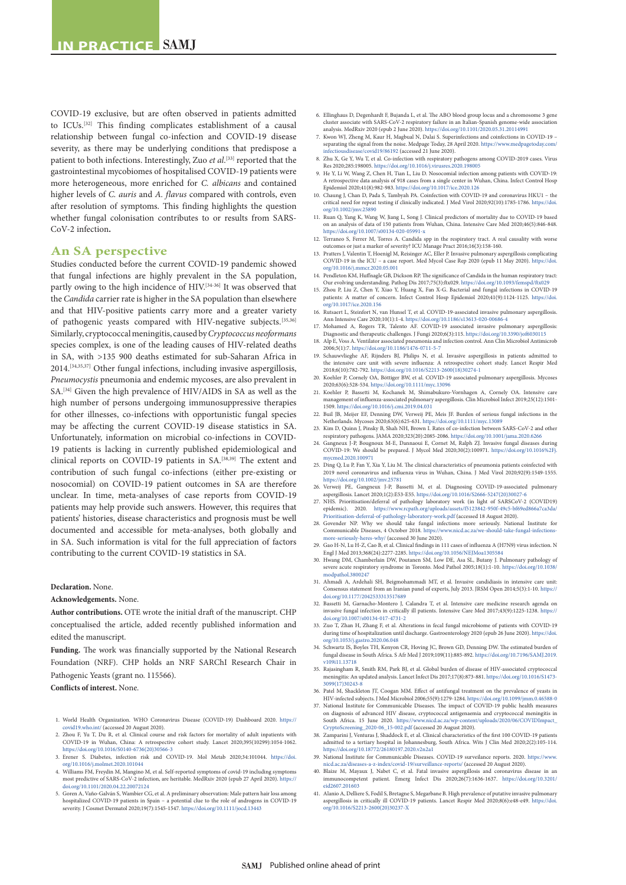COVID-19 exclusive, but are often observed in patients admitted to ICUs.[32] This finding complicates establishment of a causal relationship between fungal co-infection and COVID-19 disease severity, as there may be underlying conditions that predispose a patient to both infections. Interestingly, Zuo *et al*.[33] reported that the gastrointestinal mycobiomes of hospitalised COVID-19 patients were more heterogeneous, more enriched for *C. albicans* and contained higher levels of *C. auris* and *A. flavus* compared with controls, even after resolution of symptoms. This finding highlights the question whether fungal colonisation contributes to or results from SARS-CoV-2 infection**.**

## An SA perspective

Studies conducted before the current COVID-19 pandemic showed that fungal infections are highly prevalent in the SA population, partly owing to the high incidence of HIV.[34-36] It was observed that the *Candida* carrier rate is higher in the SA population than elsewhere and that HIV-positive patients carry more and a greater variety of pathogenic yeasts compared with HIV-negative subjects.[35,36] Similarly, cryptococcal meningitis, caused by *Cryptococcus neoformans* species complex, is one of the leading causes of HIV-related deaths in SA, with >135 900 deaths estimated for sub-Saharan Africa in 2014.[34,35,37] Other fungal infections, including invasive aspergillosis, *Pneumocystis* pneumonia and endemic mycoses, are also prevalent in SA.[34] Given the high prevalence of HIV/AIDS in SA as well as the high number of persons undergoing immunosuppressive therapies for other illnesses, co-infections with opportunistic fungal species may be affecting the current COVID-19 disease statistics in SA. Unfortunately, information on microbial co-infections in COVID-19 patients is lacking in currently published epidemiological and clinical reports on COVID-19 patients in SA.[38,39] The extent and contribution of such fungal co-infections (either pre-existing or nosocomial) on COVID-19 patient outcomes in SA are therefore unclear. In time, meta-analyses of case reports from COVID-19 patients may help provide such answers. However, this requires that patients' histories, disease characteristics and prognosis must be well documented and accessible for meta-analyses, both globally and in SA. Such information is vital for the full appreciation of factors contributing to the current COVID-19 statistics in SA.

**Declaration.** None.

**Acknowledgements.** None.

**Author contributions.** OTE wrote the initial draft of the manuscript. CHP conceptualised the article, added recently published information and edited the manuscript.

**Funding.** The work was financially supported by the National Research Foundation (NRF). CHP holds an NRF SARChI Research Chair in Pathogenic Yeasts (grant no. 115566).

**Conflicts of interest.** None.

1. World Health Organization. WHO Coronavirus Disease (COVID-19) Dashboard 2020. https://covid19.who.int/ (accessed 20 August 2020).
2. Zhou F, Yu T, Du R, et al. Clinical course and risk factors for mortality of adult inpatients with COVID-19 in Wuhan, China: A retrospective cohort study. Lancet 2020;395(10299):1054-1062. https://doi.org/10.1016/S0140-6736(20)30566-3
3. Erener S. Diabetes, infection risk and COVID-19. Mol Metab 2020;34:101044. https://doi.org/10.1016/j.molmet.2020.101044
4. Williams FM, Freydin M, Mangino M, et al. Self-reported symptoms of covid-19 including symptoms most predictive of SARS-CoV-2 infection, are heritable. MedRxiv 2020 (epub 27 April 2020). https://doi.org/10.1101/2020.04.22.20072124
5. Goren A, Vaño-Galván S, Wambier CG, et al. A preliminary observation: Male pattern hair loss among hospitalized COVID-19 patients in Spain – a potential clue to the role of androgens in COVID-19 severity. J Cosmet Dermatol 2020;19(7):1545-1547. https://doi.org/10.1111/jocd.13443
6. Ellinghaus D, Degenhardt F, Bujanda L, et al. The ABO blood group locus and a chromosome 3 gene cluster associate with SARS-CoV-2 respiratory failure in an Italian-Spanish genome-wide association analysis. MedRxiv 2020 (epub 2 June 2020). https://doi.org/10.1101/2020.05.31.20114991
7. Kwon WJ, Zheng M, Kaur H, Magbual N, Dalai S. Superinfections and coinfections in COVID-19 – separating the signal from the noise. Medpage Today, 28 April 2020. https://www.medpagetoday.com/infectiousdisease/covid19/86192 (accessed 21 June 2020).
8. Zhu X, Ge Y, Wu T, et al. Co-infection with respiratory pathogens among COVID-2019 cases. Virus Res 2020;285:198005. https://doi.org/10.1016/j.virusres.2020.198005
9. He Y, Li W, Wang Z, Chen H, Tian L, Liu D. Nosocomial infection among patients with COVID-19: A retrospective data analysis of 918 cases from a single center in Wuhan, China. Infect Control Hosp Epidemiol 2020;41(8):982-983. https://doi.org/10.1017/ice.2020.126
10. Chaung J, Chan D, Pada S, Tambyah PA. Coinfection with COVID-19 and coronavirus HKU1 – the critical need for repeat testing if clinically indicated. J Med Virol 2020;92(10):1785-1786. https://doi.org/10.1002/jmv.25890
11. Ruan Q, Yang K, Wang W, Jiang L, Song J. Clinical predictors of mortality due to COVID-19 based on an analysis of data of 150 patients from Wuhan, China. Intensive Care Med 2020;46(5):846-848. https://doi.org/10.1007/s00134-020-05991-x
12. Terraneo S, Ferrer M, Torres A. Candida spp in the respiratory tract. A real causality with worse outcomes or just a marker of severity? ICU Manage Pract 2016;16(3):158-160.
13. Prattes J, Valentin T, Hoenigl M, Reisinger AC, Eller P. Invasive pulmonary aspergillosis complicating COVID-19 in the ICU – a case report. Med Mycol Case Rep 2020 (epub 11 May 2020). https://doi.org/10.1016/j.mmcr.2020.05.001
14. Pendleton KM, Huffnagle GB, Dickson RP. The significance of Candida in the human respiratory tract: Our evolving understanding. Pathog Dis 2017;75(3):ftx029. https://doi.org/10.1093/femspd/ftx029
15. Zhou P, Liu Z, Chen Y, Xiao Y, Huang X, Fan X-G. Bacterial and fungal infections in COVID-19 patients: A matter of concern. Infect Control Hosp Epidemiol 2020;41(9):1124-1125. https://doi.org/10.1017/ice.2020.156
16. Rutsaert L, Steinfort N, van Hunsel T, et al. COVID-19-associated invasive pulmonary aspergillosis. Ann Intensive Care 2020;10(1):1-4. https://doi.org/10.1186/s13613-020-00686-4
17. Mohamed A, Rogers TR, Talento AF. COVID-19 associated invasive pulmonary aspergillosis: Diagnostic and therapeutic challenges. J Fungi 2020;6(3):115. https://doi.org/10.3390/jof6030115
18. Alp E, Voss A. Ventilator associated pneumonia and infection control. Ann Clin Microbiol Antimicrob 2006;5(1):7. https://doi.org/10.1186/1476-0711-5-7
19. Schauwvlieghe AF, Rijnders BJ, Philips N, et al. Invasive aspergillosis in patients admitted to the intensive care unit with severe influenza: A retrospective cohort study. Lancet Respir Med 2018;6(10):782-792. https://doi.org/10.1016/S2213-2600(18)30274-1
20. Koehler P, Cornely OA, Böttiger BW, et al. COVID-19 associated pulmonary aspergillosis. Mycoses 2020;63(6):528-534. https://doi.org/10.1111/myc.13096
21. Koehler P, Bassetti M, Kochanek M, Shimabukuro-Vornhagen A, Cornely OA. Intensive care management of influenza-associated pulmonary aspergillosis. Clin Microbiol Infect 2019;25(12):1501-1509. https://doi.org/10.1016/j.cmi.2019.04.031
22. Buil JB, Meijer EF, Denning DW, Verweij PE, Meis JF. Burden of serious fungal infections in the Netherlands. Mycoses 2020;63(6):625-631. https://doi.org/10.1111/myc.13089
23. Kim D, Quinn J, Pinsky B, Shah NH, Brown I. Rates of co-infection between SARS-CoV-2 and other respiratory pathogens. JAMA 2020;323(20):2085-2086. https://doi.org/10.1001/jama.2020.6266
24. Gangneux J-P, Bougnoux M-E, Dannaoui E, Cornet M, Ralph ZJ. Invasive fungal diseases during COVID-19: We should be prepared. J Mycol Med 2020;30(2):100971. https://doi.org/10.1016%2Fj.mycmed.2020.100971
25. Ding Q, Lu P, Fan Y, Xia Y, Liu M. The clinical characteristics of pneumonia patients coinfected with 2019 novel coronavirus and influenza virus in Wuhan, China. J Med Virol 2020;92(9):1549-1555. https://doi.org/10.1002/jmv.25781
26. Verweij PE, Gangneux J-P, Bassetti M, et al. Diagnosing COVID-19-associated pulmonary aspergillosis. Lancet 2020;1(2):E53-E55. https://doi.org/10.1016/S2666-5247(20)30027-6
27. NHS. Prioritisation/deferral of pathology laboratory work (in light of SARSCoV-2 (COVID19) epidemic). 2020. https://www.rcpath.org/uploads/assets/f5123842-950f-49c5-bf69ed866a7ca3da/Prioritisation-deferral-of-pathology-laboratory-work.pdf (accessed 18 August 2020).
28. Govender NP. Why we should take fungal infections more seriously. National Institute for Communicable Diseases, 4 October 2018. https://www.nicd.ac.za/we-should-take-fungal-infections-more-seriously-heres-why/ (accessed 30 June 2020).
29. Gao H-N, Lu H-Z, Cao B, et al. Clinical findings in 111 cases of influenza A (H7N9) virus infection. N Engl J Med 2013;368(24):2277-2285. https://doi.org/10.1056/NEJMoa1305584
30. Hwang DM, Chamberlain DW, Poutanen SM, Low DE, Asa SL, Butany J. Pulmonary pathology of severe acute respiratory syndrome in Toronto. Mod Pathol 2005;18(1):1-10. https://doi.org/10.1038/modpathol.3800247
31. Ahmadi A, Ardehali SH, Beigmohammadi MT, et al. Invasive candidiasis in intensive care unit: Consensus statement from an Iranian panel of experts, July 2013. JRSM Open 2014;5(3):1-10. https://doi.org/10.1177/2042533313517689
32. Bassetti M, Garnacho-Montero J, Calandra T, et al. Intensive care medicine research agenda on invasive fungal infection in critically ill patients. Intensive Care Med 2017;43(9):1225-1238. https://doi.org/10.1007/s00134-017-4731-2
33. Zuo T, Zhan H, Zhang F, et al. Alterations in fecal fungal microbiome of patients with COVID-19 during time of hospitalization until discharge. Gastroenterology 2020 (epub 26 June 2020). https://doi.org/10.1053/j.gastro.2020.06.048
34. Schwartz IS, Boyles TH, Kenyon CR, Hoving JC, Brown GD, Denning DW. The estimated burden of fungal disease in South Africa. S Afr Med J 2019;109(11):885-892. https://doi.org/10.7196/SAMJ.2019.v109i11.13718
35. Rajasingham R, Smith RM, Park BJ, et al. Global burden of disease of HIV-associated cryptococcal meningitis: An updated analysis. Lancet Infect Dis 2017;17(8):873-881. https://doi.org/10.1016/S1473-3099(17)30243-8
36. Patel M, Shackleton JT, Coogan MM. Effect of antifungal treatment on the prevalence of yeasts in HIV-infected subjects. J Med Microbiol 2006;55(9):1279-1284. https://doi.org/10.1099/jmm.0.46588-0
37. National Institute for Communicable Diseases. The impact of COVID-19 public health measures on diagnosis of advanced HIV disease, cryptococcal antigenaemia and cryptococcal meningitis in South Africa. 15 June 2020. https://www.nicd.ac.za/wp-content/uploads/2020/06/COVIDImpact_CryptoScreening_2020-06_15-002.pdf (accessed 20 August 2020).
38. Zamparini J, Venturas J, Shaddock E, et al. Clinical characteristics of the first 100 COVID-19 patients admitted to a tertiary hospital in Johannesburg, South Africa. Wits J Clin Med 2020;2(2):105-114. https://doi.org/10.18772/26180197.2020.v2n2a1
39. National Institute for Communicable Diseases. COVID-19 surveillance reports. 2020. https://www.nicd.ac.za/diseases-a-z-index/covid-19/surveillance-reports/ (accessed 20 August 2020).
40. Blaize M, Mayaux J, Nabet C, et al. Fatal invasive aspergillosis and coronavirus disease in an immunocompetent patient. Emerg Infect Dis 2020;26(7):1636-1637. https://doi.org/10.3201/eid2607.201603
41. Alanio A, Dellière S, Fodil S, Bretagne S, Megarbane B. High prevalence of putative invasive pulmonary aspergillosis in critically ill COVID-19 patients. Lancet Respir Med 2020;8(6):e48-e49. https://doi.org/10.1016/S2213-2600(20)30237-X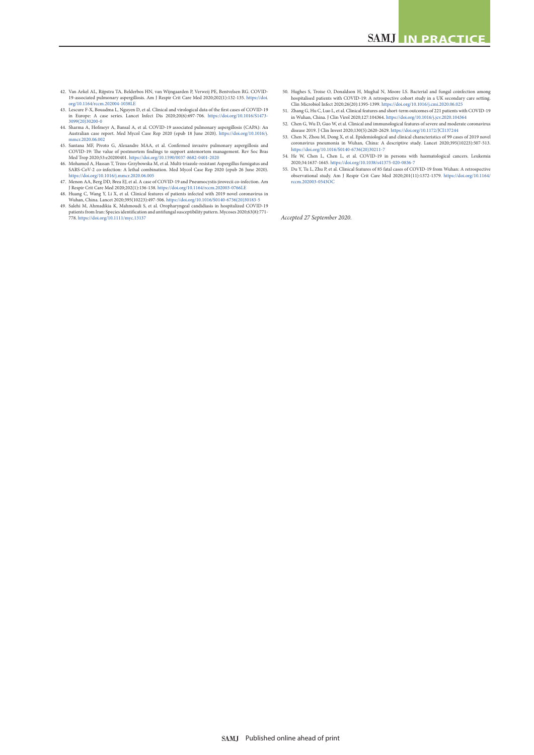42. Van Arkel AL, Rijpstra TA, Belderbos HN, van Wijngaarden P, Verweij PE, Bentvelsen RG. COVID-19-associated pulmonary aspergillosis. Am J Respir Crit Care Med 2020;202(1):132-135. https://doi.org/10.1164/rccm.202004-1038LE
43. Lescure F-X, Bouadma L, Nguyen D, et al. Clinical and virological data of the first cases of COVID-19 in Europe: A case series. Lancet Infect Dis 2020;20(6):697-706. https://doi.org/10.1016/S1473-3099(20)30200-0
44. Sharma A, Hofmeyr A, Bansal A, et al. COVID-19 associated pulmonary aspergillosis (CAPA): An Australian case report. Med Mycol Case Rep 2020 (epub 18 June 2020). https://doi.org/10.1016/j.mmcr.2020.06.002
45. Santana MF, Pivoto G, Alexandre MAA, et al. Confirmed invasive pulmonary aspergillosis and COVID-19: The value of postmortem findings to support antemortem management. Rev Soc Bras Med Trop 2020;53:e20200401. https://doi.org/10.1590/0037-8682-0401-2020
46. Mohamed A, Hassan T, Trzos-Grzybowska M, et al. Multi-triazole-resistant Aspergillus fumigatus and SARS-CoV-2 co-infection: A lethal combination. Med Mycol Case Rep 2020 (epub 26 June 2020). https://doi.org/10.1016/j.mmcr.2020.06.005
47. Menon AA, Berg DD, Brea EJ, et al. A case of COVID-19 and Pneumocystis jirovecii co-infection. Am J Respir Crit Care Med 2020;202(1):136-138. https://doi.org/10.1164/rccm.202003-0766LE
48. Huang C, Wang Y, Li X, et al. Clinical features of patients infected with 2019 novel coronavirus in Wuhan, China. Lancet 2020;395(10223):497-506. https://doi.org/10.1016/S0140-6736(20)30183-5
49. Salehi M, Ahmadikia K, Mahmoudi S, et al. Oropharyngeal candidiasis in hospitalized COVID-19 patients from Iran: Species identification and antifungal susceptibility pattern. Mycoses 2020;63(8):771-778. https://doi.org/10.1111/myc.13137
50. Hughes S, Troise O, Donaldson H, Mughal N, Moore LS. Bacterial and fungal coinfection among hospitalised patients with COVID-19: A retrospective cohort study in a UK secondary care setting. Clin Microbiol Infect 2020;26(20):1395-1399. https://doi.org/10.1016/j.cmi.2020.06.025
51. Zhang G, Hu C, Luo L, et al. Clinical features and short-term outcomes of 221 patients with COVID-19 in Wuhan, China. J Clin Virol 2020;127:104364. https://doi.org/10.1016/j.jcv.2020.104364
52. Chen G, Wu D, Guo W, et al. Clinical and immunological features of severe and moderate coronavirus disease 2019. J Clin Invest 2020;130(5):2620-2629. https://doi.org/10.1172/JCI137244
53. Chen N, Zhou M, Dong X, et al. Epidemiological and clinical characteristics of 99 cases of 2019 novel coronavirus pneumonia in Wuhan, China: A descriptive study. Lancet 2020;395(10223):507-513. https://doi.org/10.1016/S0140-6736(20)30211-7
54. He W, Chen L, Chen L, et al. COVID-19 in persons with haematological cancers. Leukemia 2020;34:1637-1645. https://doi.org/10.1038/s41375-020-0836-7
55. Du Y, Tu L, Zhu P, et al. Clinical features of 85 fatal cases of COVID-19 from Wuhan: A retrospective observational study. Am J Respir Crit Care Med 2020;201(11):1372-1379. https://doi.org/10.1164/rccm.202003-0543OC

*Accepted 27 September 2020.*